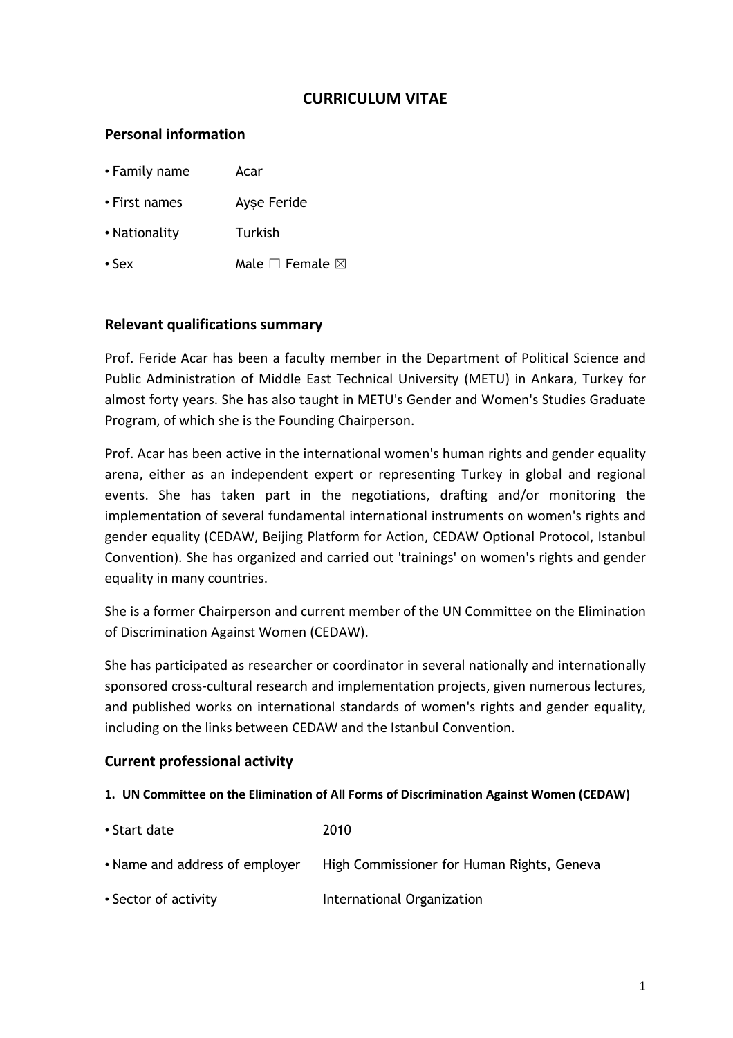# CURRICULUM VITAE

## Personal information

- Family name Acar
- First names Ayșe Feride
- Nationality Turkish
- Sex Male ☐ Female ☒

## Relevant qualifications summary

Prof. Feride Acar has been a faculty member in the Department of Political Science and Public Administration of Middle East Technical University (METU) in Ankara, Turkey for almost forty years. She has also taught in METU's Gender and Women's Studies Graduate Program, of which she is the Founding Chairperson.

Prof. Acar has been active in the international women's human rights and gender equality arena, either as an independent expert or representing Turkey in global and regional events. She has taken part in the negotiations, drafting and/or monitoring the implementation of several fundamental international instruments on women's rights and gender equality (CEDAW, Beijing Platform for Action, CEDAW Optional Protocol, Istanbul Convention). She has organized and carried out 'trainings' on women's rights and gender equality in many countries.

She is a former Chairperson and current member of the UN Committee on the Elimination of Discrimination Against Women (CEDAW).

She has participated as researcher or coordinator in several nationally and internationally sponsored cross-cultural research and implementation projects, given numerous lectures, and published works on international standards of women's rights and gender equality, including on the links between CEDAW and the Istanbul Convention.

## Current professional activity

**1. UN Committee on the Elimination of All Forms of Discrimination Against Women (CEDAW)**

- Start date 2010
- Name and address of employer High Commissioner for Human Rights, Geneva
- Sector of activity International Organization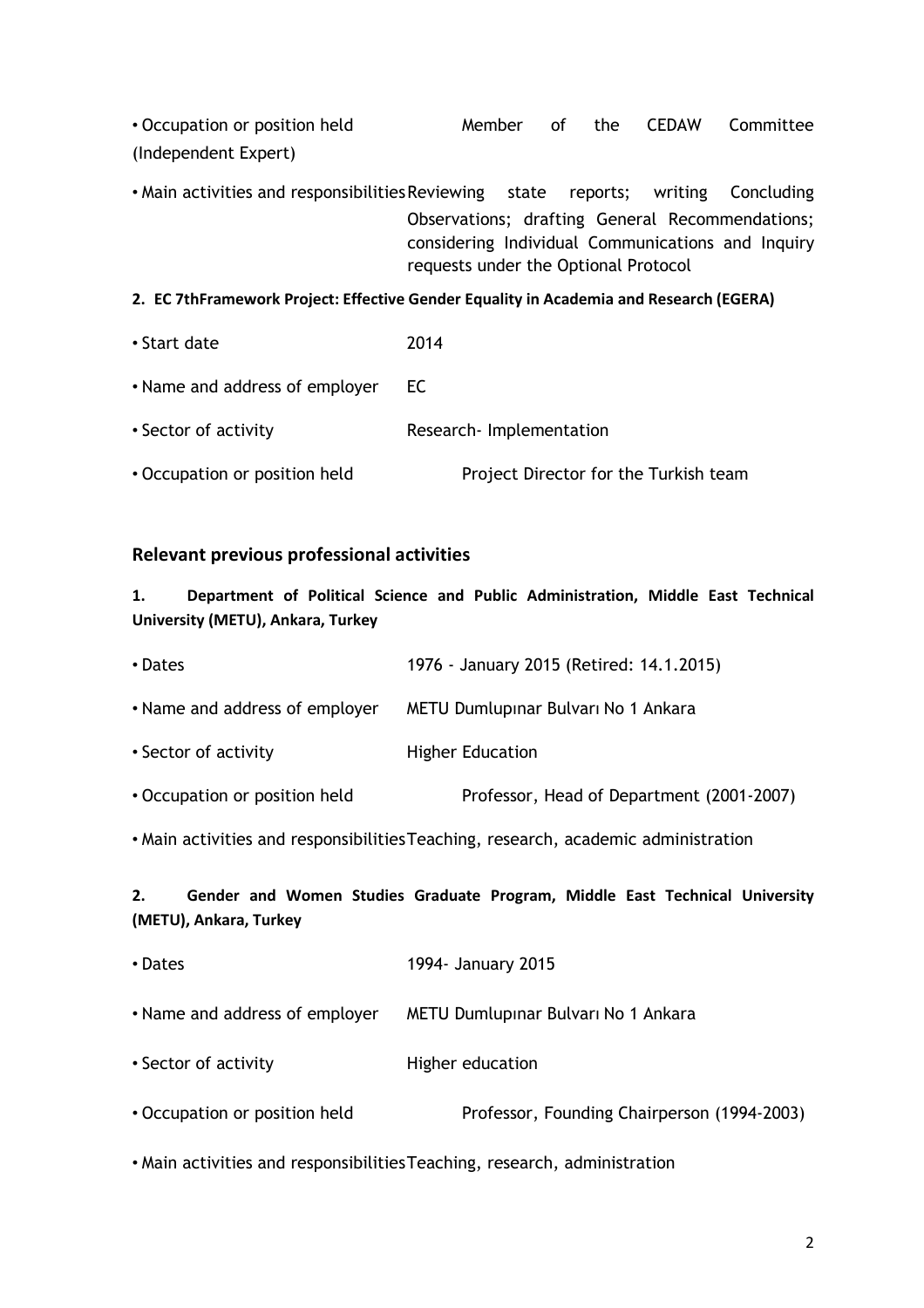- Occupation or position held Member of the CEDAW Committee (Independent Expert)
- Main activities and responsibilities Reviewing state reports; writing Concluding Observations; drafting General Recommendations; considering Individual Communications and Inquiry requests under the Optional Protocol

**2. EC 7thFramework Project: Effective Gender Equality in Academia and Research (EGERA)**

- Start date 2014
- Name and address of employer EC
- Sector of activity Research- Implementation
- Occupation or position held Project Director for the Turkish team

## Relevant previous professional activities

**1. Department of Political Science and Public Administration, Middle East Technical University (METU), Ankara, Turkey**

- Dates 1976 - January 2015 (Retired: 14.1.2015)
- Name and address of employer METU Dumlupınar Bulvarı No 1 Ankara
- Sector of activity Higher Education
- Occupation or position held Professor, Head of Department (2001-2007)
- Main activities and responsibilities Teaching, research, academic administration

**2. Gender and Women Studies Graduate Program, Middle East Technical University (METU), Ankara, Turkey**

- Dates 1994- January 2015
- Name and address of employer METU Dumlupınar Bulvarı No 1 Ankara
- Sector of activity Higher education
- Occupation or position held Professor, Founding Chairperson (1994-2003)
- Main activities and responsibilities Teaching, research, administration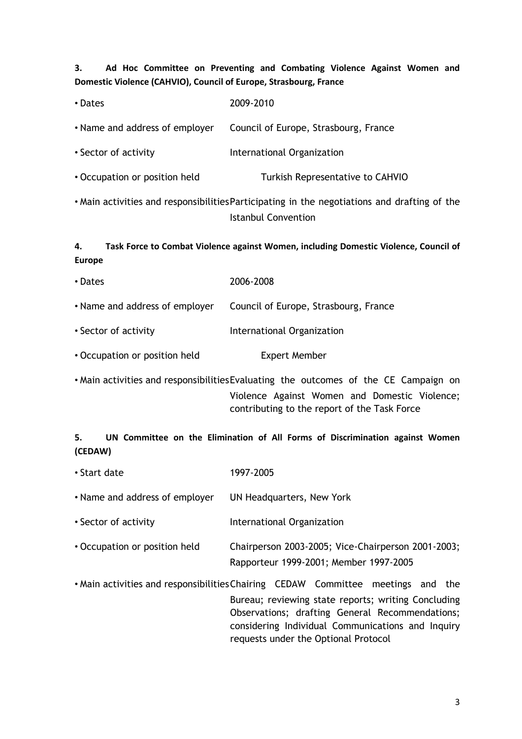**3. Ad Hoc Committee on Preventing and Combating Violence Against Women and Domestic Violence (CAHVIO), Council of Europe, Strasbourg, France**

- Dates: 2009-2010
- Name and address of employer: Council of Europe, Strasbourg, France
- Sector of activity: International Organization
- Occupation or position held: Turkish Representative to CAHVIO
- Main activities and responsibilities: Participating in the negotiations and drafting of the Istanbul Convention

**4. Task Force to Combat Violence against Women, including Domestic Violence, Council of Europe**

- Dates: 2006-2008
- Name and address of employer: Council of Europe, Strasbourg, France
- Sector of activity: International Organization
- Occupation or position held: Expert Member
- Main activities and responsibilities: Evaluating the outcomes of the CE Campaign on Violence Against Women and Domestic Violence; contributing to the report of the Task Force

**5. UN Committee on the Elimination of All Forms of Discrimination against Women (CEDAW)**

- Start date: 1997-2005
- Name and address of employer: UN Headquarters, New York
- Sector of activity: International Organization
- Occupation or position held: Chairperson 2003-2005; Vice-Chairperson 2001-2003; Rapporteur 1999-2001; Member 1997-2005
- Main activities and responsibilities: Chairing CEDAW Committee meetings and the Bureau; reviewing state reports; writing Concluding Observations; drafting General Recommendations; considering Individual Communications and Inquiry requests under the Optional Protocol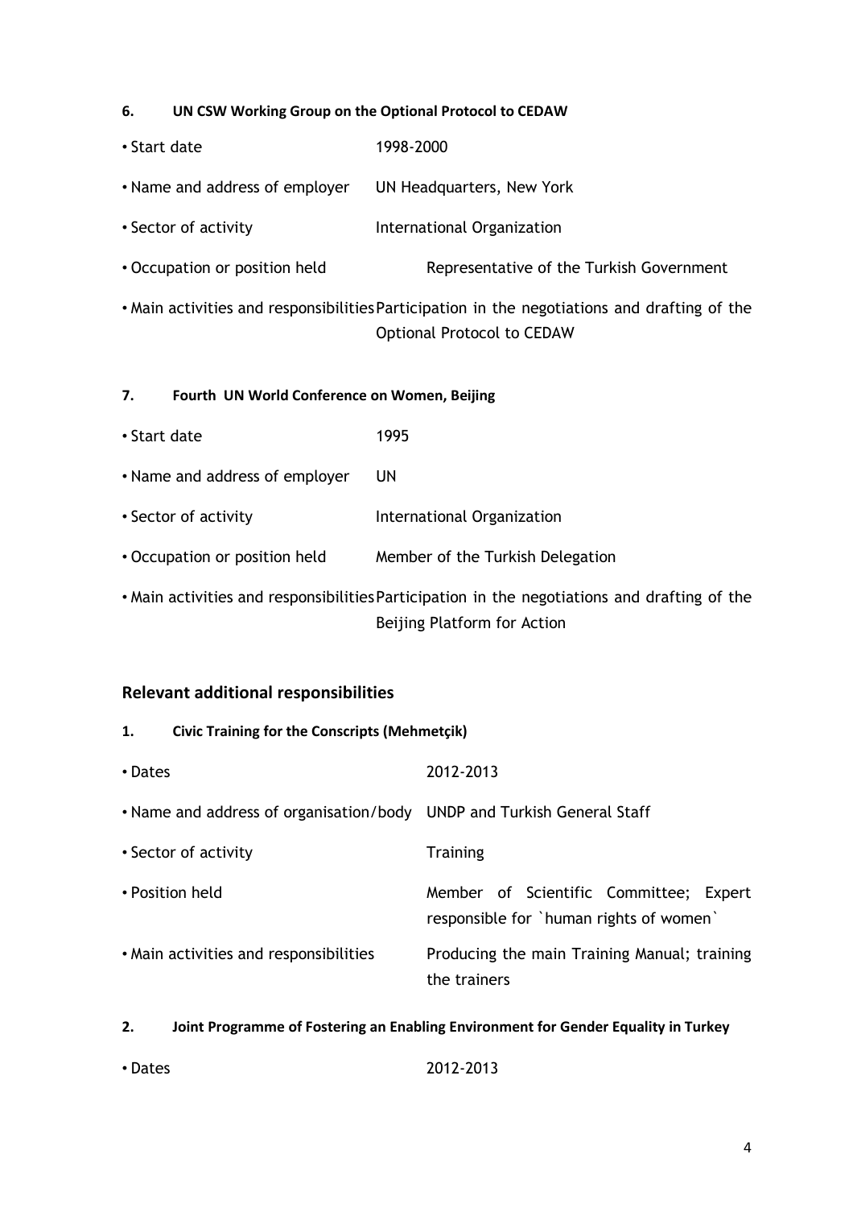#### 6. UN CSW Working Group on the Optional Protocol to CEDAW

| | |
|---|---|
| • Start date | 1998-2000 |
| • Name and address of employer | UN Headquarters, New York |
| • Sector of activity | International Organization |
| • Occupation or position held | Representative of the Turkish Government |
| • Main activities and responsibilities | Participation in the negotiations and drafting of the Optional Protocol to CEDAW |

#### 7. Fourth UN World Conference on Women, Beijing

| | |
|---|---|
| • Start date | 1995 |
| • Name and address of employer | UN |
| • Sector of activity | International Organization |
| • Occupation or position held | Member of the Turkish Delegation |
| • Main activities and responsibilities | Participation in the negotiations and drafting of the Beijing Platform for Action |

## Relevant additional responsibilities

#### 1. Civic Training for the Conscripts (Mehmetçik)

| | |
|---|---|
| • Dates | 2012-2013 |
| • Name and address of organisation/body | UNDP and Turkish General Staff |
| • Sector of activity | Training |
| • Position held | Member of Scientific Committee; Expert responsible for \`human rights of women\` |
| • Main activities and responsibilities | Producing the main Training Manual; training the trainers |

#### 2. Joint Programme of Fostering an Enabling Environment for Gender Equality in Turkey

| | |
|---|---|
| • Dates | 2012-2013 |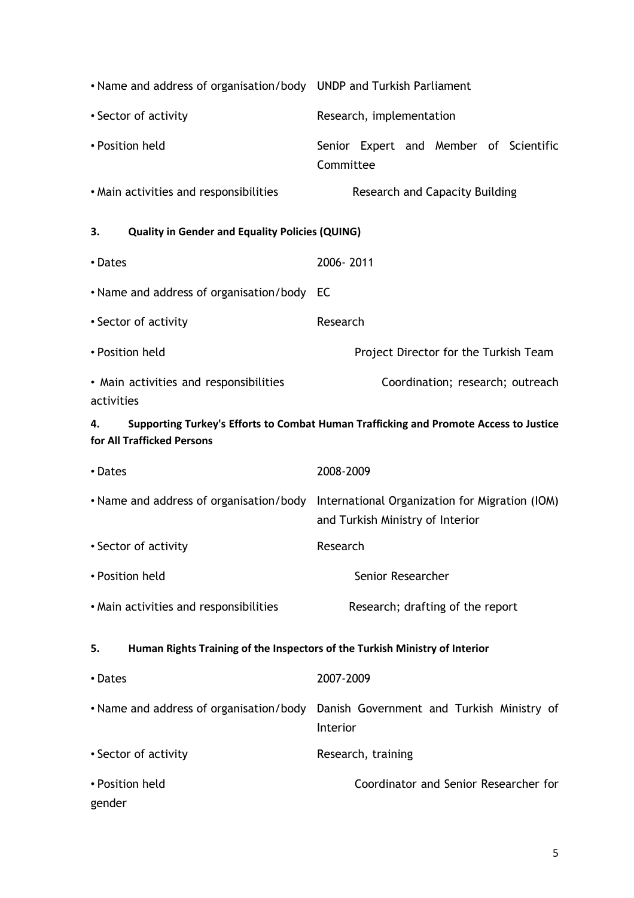- Name and address of organisation/body UNDP and Turkish Parliament
- Sector of activity Research, implementation
- Position held Senior Expert and Member of Scientific Committee
- Main activities and responsibilities Research and Capacity Building

**3. Quality in Gender and Equality Policies (QUING)**

- Dates 2006- 2011
- Name and address of organisation/body EC
- Sector of activity Research
- Position held Project Director for the Turkish Team
- Main activities and responsibilities Coordination; research; outreach activities

**4. Supporting Turkey's Efforts to Combat Human Trafficking and Promote Access to Justice for All Trafficked Persons**

- Dates 2008-2009
- Name and address of organisation/body International Organization for Migration (IOM) and Turkish Ministry of Interior
- Sector of activity Research
- Position held Senior Researcher
- Main activities and responsibilities Research; drafting of the report

**5. Human Rights Training of the Inspectors of the Turkish Ministry of Interior**

- Dates 2007-2009
- Name and address of organisation/body Danish Government and Turkish Ministry of Interior
- Sector of activity Research, training
- Position held Coordinator and Senior Researcher for gender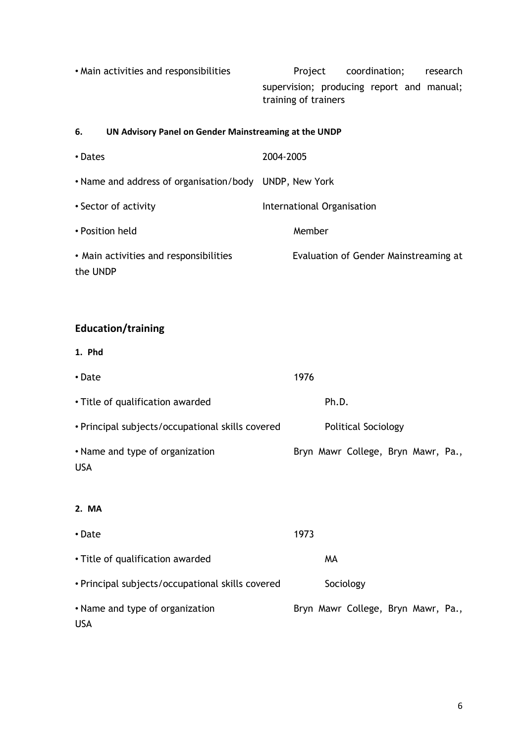- Main activities and responsibilities: Project coordination; research supervision; producing report and manual; training of trainers

**6. UN Advisory Panel on Gender Mainstreaming at the UNDP**

- Dates: 2004-2005
- Name and address of organisation/body: UNDP, New York
- Sector of activity: International Organisation
- Position held: Member
- Main activities and responsibilities: Evaluation of Gender Mainstreaming at the UNDP

## Education/training

**1. Phd**

- Date: 1976
- Title of qualification awarded: Ph.D.
- Principal subjects/occupational skills covered: Political Sociology
- Name and type of organization: Bryn Mawr College, Bryn Mawr, Pa., USA

**2. MA**

- Date: 1973
- Title of qualification awarded: MA
- Principal subjects/occupational skills covered: Sociology
- Name and type of organization: Bryn Mawr College, Bryn Mawr, Pa., USA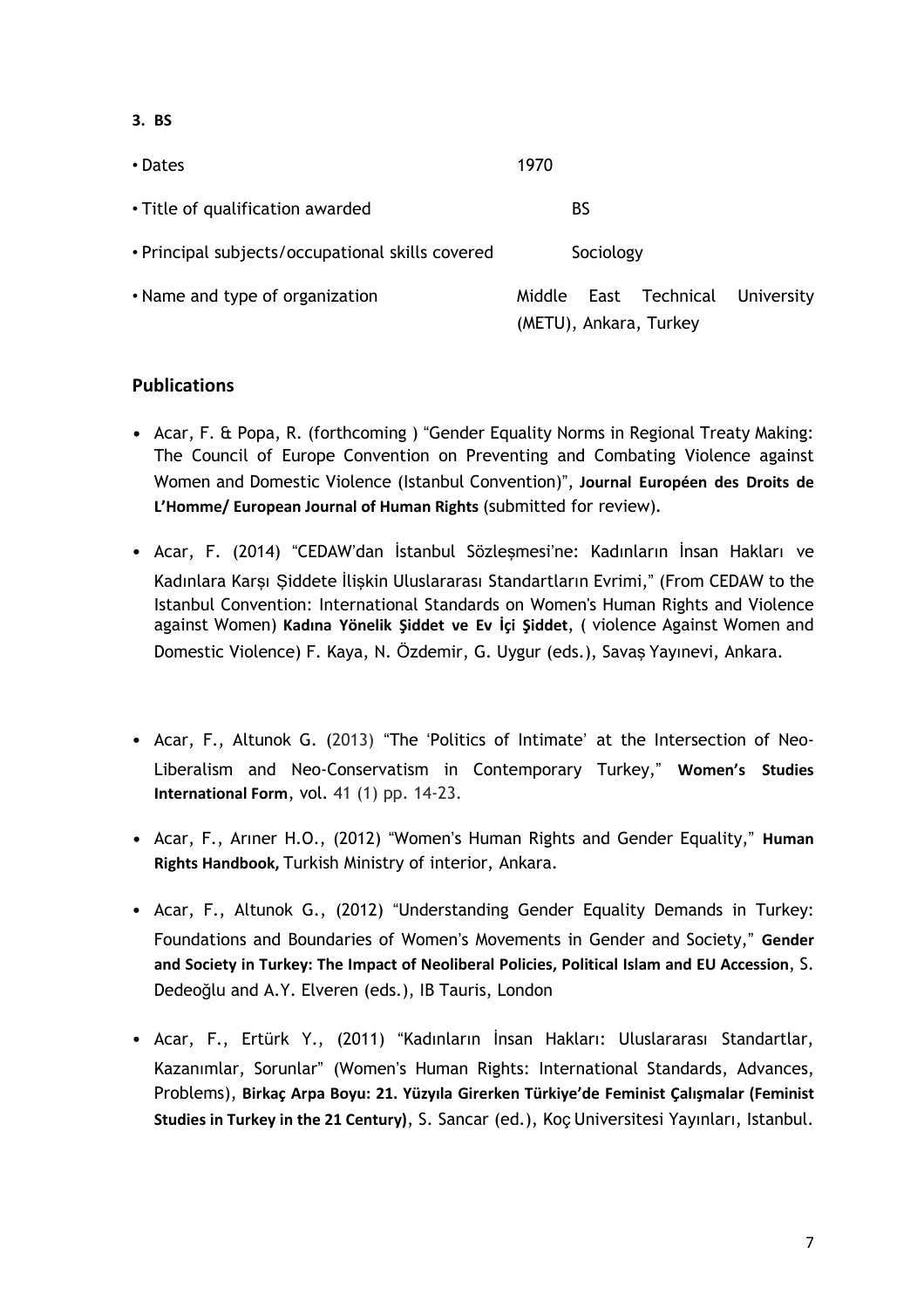**3. BS**

| | |
|---|---|
| • Dates | 1970 |
| • Title of qualification awarded | BS |
| • Principal subjects/occupational skills covered | Sociology |
| • Name and type of organization | Middle East Technical University (METU), Ankara, Turkey |

## Publications

- Acar, F. & Popa, R. (forthcoming ) "Gender Equality Norms in Regional Treaty Making: The Council of Europe Convention on Preventing and Combating Violence against Women and Domestic Violence (Istanbul Convention)", **Journal Européen des Droits de L'Homme/ European Journal of Human Rights** (submitted for review).

- Acar, F. (2014) "CEDAW'dan İstanbul Sözleşmesi'ne: Kadınların İnsan Hakları ve Kadınlara Karşı Şiddete İlişkin Uluslararası Standartların Evrimi," (From CEDAW to the Istanbul Convention: International Standards on Women's Human Rights and Violence against Women) **Kadına Yönelik Şiddet ve Ev İçi Şiddet**, ( violence Against Women and Domestic Violence) F. Kaya, N. Özdemir, G. Uygur (eds.), Savaş Yayınevi, Ankara.

- Acar, F., Altunok G. (2013) "The 'Politics of Intimate' at the Intersection of Neo-Liberalism and Neo-Conservatism in Contemporary Turkey," **Women's Studies International Form**, vol. 41 (1) pp. 14-23.

- Acar, F., Arıner H.O., (2012) "Women's Human Rights and Gender Equality," **Human Rights Handbook,** Turkish Ministry of interior, Ankara.

- Acar, F., Altunok G., (2012) "Understanding Gender Equality Demands in Turkey: Foundations and Boundaries of Women's Movements in Gender and Society," **Gender and Society in Turkey: The Impact of Neoliberal Policies, Political Islam and EU Accession**, S. Dedeoğlu and A.Y. Elveren (eds.), IB Tauris, London

- Acar, F., Ertürk Y., (2011) "Kadınların İnsan Hakları: Uluslararası Standartlar, Kazanımlar, Sorunlar" (Women's Human Rights: International Standards, Advances, Problems), **Birkaç Arpa Boyu: 21. Yüzyıla Girerken Türkiye'de Feminist Çalışmalar (Feminist Studies in Turkey in the 21 Century)**, S. Sancar (ed.), Koç Universitesi Yayınları, Istanbul.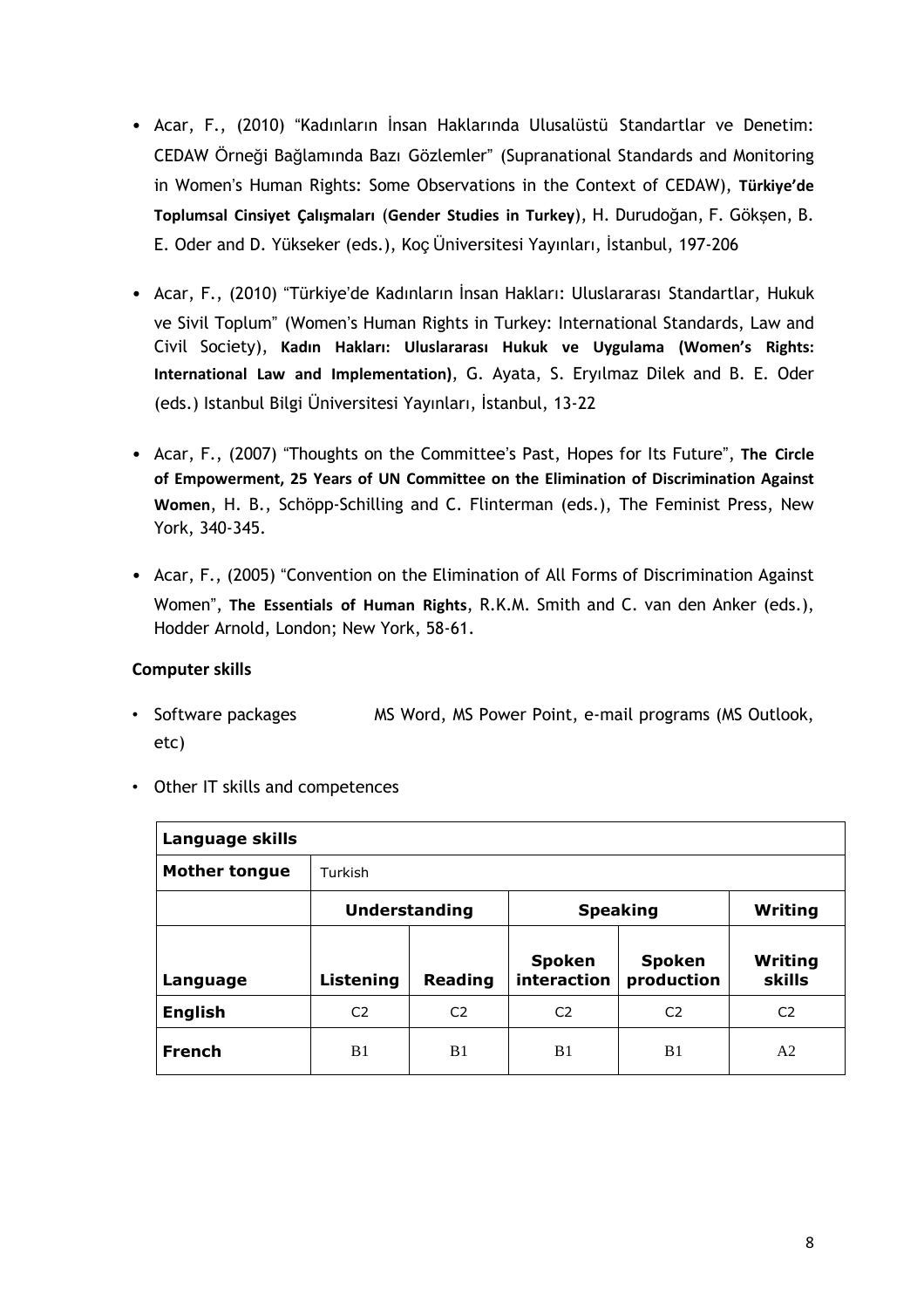- Acar, F., (2010) "Kadınların İnsan Haklarında Ulusalüstü Standartlar ve Denetim: CEDAW Örneği Bağlamında Bazı Gözlemler" (Supranational Standards and Monitoring in Women's Human Rights: Some Observations in the Context of CEDAW), **Türkiye'de Toplumsal Cinsiyet Çalışmaları** (**Gender Studies in Turkey**), H. Durudoğan, F. Gökşen, B. E. Oder and D. Yükseker (eds.), Koç Üniversitesi Yayınları, İstanbul, 197-206

- Acar, F., (2010) "Türkiye'de Kadınların İnsan Hakları: Uluslararası Standartlar, Hukuk ve Sivil Toplum" (Women's Human Rights in Turkey: International Standards, Law and Civil Society), **Kadın Hakları: Uluslararası Hukuk ve Uygulama (Women's Rights: International Law and Implementation)**, G. Ayata, S. Eryılmaz Dilek and B. E. Oder (eds.) Istanbul Bilgi Üniversitesi Yayınları, İstanbul, 13-22

- Acar, F., (2007) "Thoughts on the Committee's Past, Hopes for Its Future", **The Circle of Empowerment, 25 Years of UN Committee on the Elimination of Discrimination Against Women**, H. B., Schöpp-Schilling and C. Flinterman (eds.), The Feminist Press, New York, 340-345.

- Acar, F., (2005) "Convention on the Elimination of All Forms of Discrimination Against Women", **The Essentials of Human Rights**, R.K.M. Smith and C. van den Anker (eds.), Hodder Arnold, London; New York, 58-61.

**Computer skills**

- Software packages MS Word, MS Power Point, e-mail programs (MS Outlook, etc)

- Other IT skills and competences

| **Language skills** | | | | | |
|---|---|---|---|---|---|
| **Mother tongue** | Turkish | | | | |
| | **Understanding** | | **Speaking** | | **Writing** |
| **Language** | **Listening** | **Reading** | **Spoken interaction** | **Spoken production** | **Writing skills** |
| **English** | C2 | C2 | C2 | C2 | C2 |
| **French** | B1 | B1 | B1 | B1 | A2 |